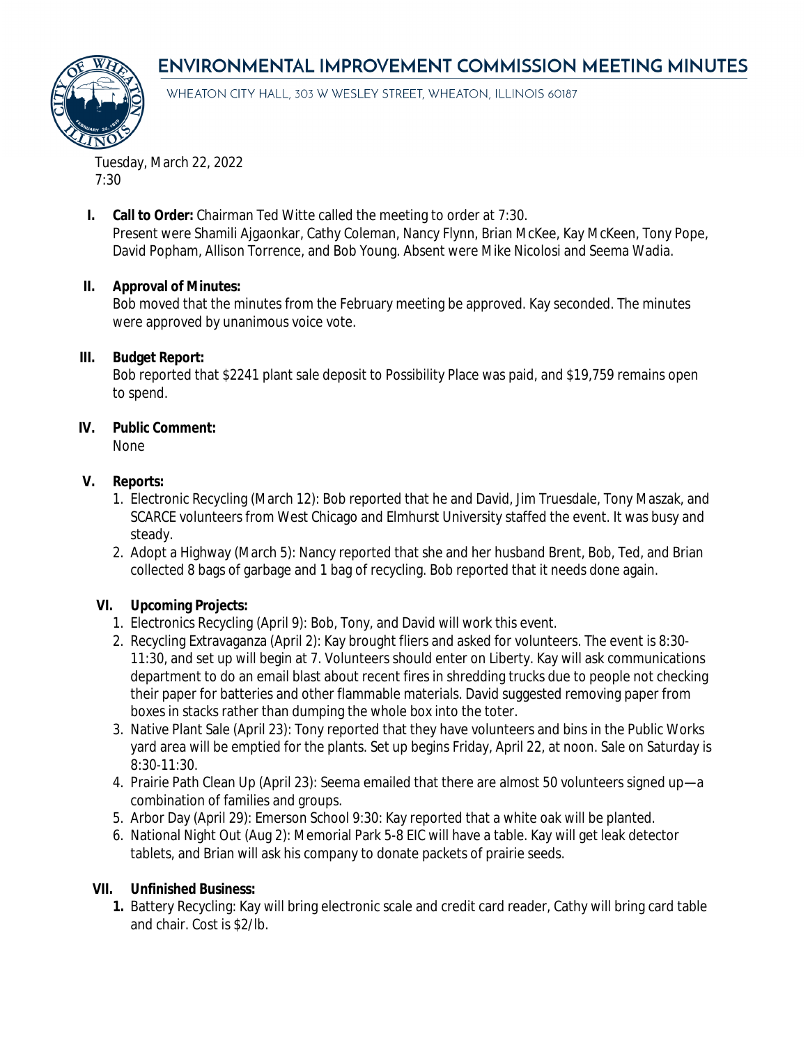# ENVIRONMENTAL IMPROVEMENT COMMISSION MEETING MINUTES

WHEATON CITY HALL, 303 W WESLEY STREET, WHEATON, ILLINOIS 60187

Tuesday, March 22, 2022
7:30

**I. Call to Order:** Chairman Ted Witte called the meeting to order at 7:30.
Present were Shamili Ajgaonkar, Cathy Coleman, Nancy Flynn, Brian McKee, Kay McKeen, Tony Pope, David Popham, Allison Torrence, and Bob Young. Absent were Mike Nicolosi and Seema Wadia.

**II. Approval of Minutes:**
Bob moved that the minutes from the February meeting be approved. Kay seconded. The minutes were approved by unanimous voice vote.

**III. Budget Report:**
Bob reported that $2241 plant sale deposit to Possibility Place was paid, and $19,759 remains open to spend.

**IV. Public Comment:**
None

**V. Reports:**

1. Electronic Recycling (March 12): Bob reported that he and David, Jim Truesdale, Tony Maszak, and SCARCE volunteers from West Chicago and Elmhurst University staffed the event. It was busy and steady.
2. Adopt a Highway (March 5): Nancy reported that she and her husband Brent, Bob, Ted, and Brian collected 8 bags of garbage and 1 bag of recycling. Bob reported that it needs done again.

**VI. Upcoming Projects:**

1. Electronics Recycling (April 9): Bob, Tony, and David will work this event.
2. Recycling Extravaganza (April 2): Kay brought fliers and asked for volunteers. The event is 8:30-11:30, and set up will begin at 7. Volunteers should enter on Liberty. Kay will ask communications department to do an email blast about recent fires in shredding trucks due to people not checking their paper for batteries and other flammable materials. David suggested removing paper from boxes in stacks rather than dumping the whole box into the toter.
3. Native Plant Sale (April 23): Tony reported that they have volunteers and bins in the Public Works yard area will be emptied for the plants. Set up begins Friday, April 22, at noon. Sale on Saturday is 8:30-11:30.
4. Prairie Path Clean Up (April 23): Seema emailed that there are almost 50 volunteers signed up—a combination of families and groups.
5. Arbor Day (April 29): Emerson School 9:30: Kay reported that a white oak will be planted.
6. National Night Out (Aug 2): Memorial Park 5-8 EIC will have a table. Kay will get leak detector tablets, and Brian will ask his company to donate packets of prairie seeds.

**VII. Unfinished Business:**

1. Battery Recycling: Kay will bring electronic scale and credit card reader, Cathy will bring card table and chair. Cost is $2/lb.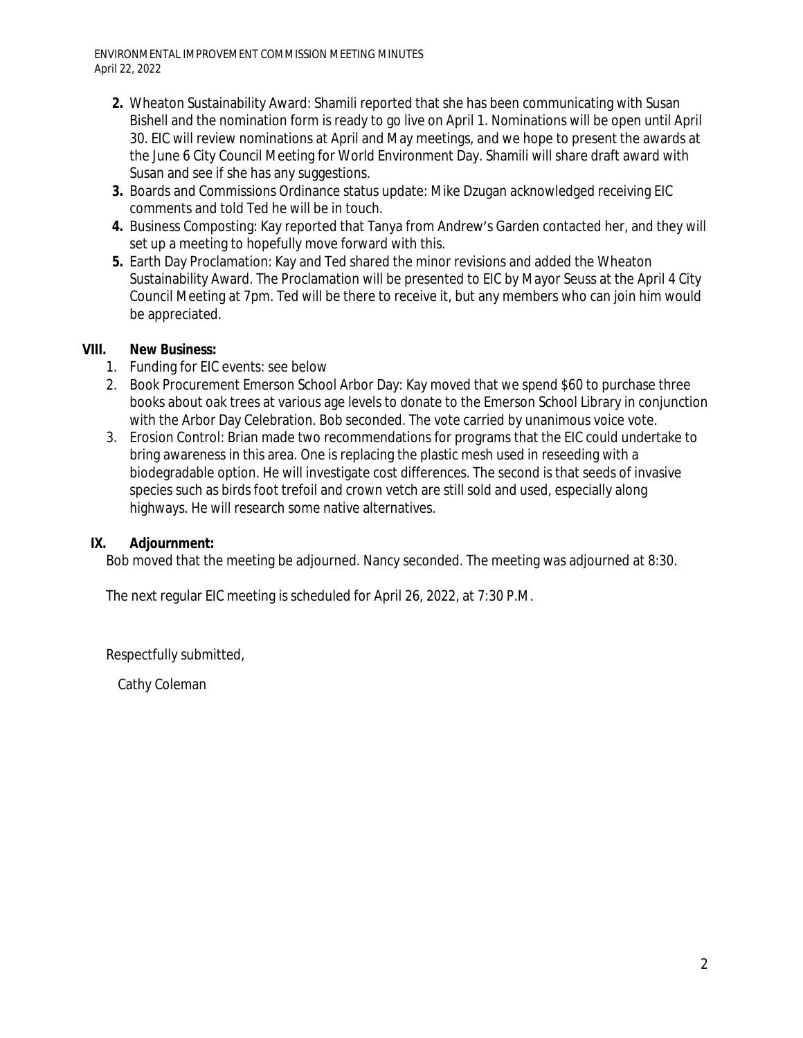2. Wheaton Sustainability Award: Shamili reported that she has been communicating with Susan Bishell and the nomination form is ready to go live on April 1. Nominations will be open until April 30. EIC will review nominations at April and May meetings, and we hope to present the awards at the June 6 City Council Meeting for World Environment Day. Shamili will share draft award with Susan and see if she has any suggestions.
3. Boards and Commissions Ordinance status update: Mike Dzugan acknowledged receiving EIC comments and told Ted he will be in touch.
4. Business Composting: Kay reported that Tanya from Andrew's Garden contacted her, and they will set up a meeting to hopefully move forward with this.
5. Earth Day Proclamation: Kay and Ted shared the minor revisions and added the Wheaton Sustainability Award. The Proclamation will be presented to EIC by Mayor Seuss at the April 4 City Council Meeting at 7pm. Ted will be there to receive it, but any members who can join him would be appreciated.

**VIII. New Business:**

1. Funding for EIC events: see below
2. Book Procurement Emerson School Arbor Day: Kay moved that we spend $60 to purchase three books about oak trees at various age levels to donate to the Emerson School Library in conjunction with the Arbor Day Celebration. Bob seconded. The vote carried by unanimous voice vote.
3. Erosion Control: Brian made two recommendations for programs that the EIC could undertake to bring awareness in this area. One is replacing the plastic mesh used in reseeding with a biodegradable option. He will investigate cost differences. The second is that seeds of invasive species such as birds foot trefoil and crown vetch are still sold and used, especially along highways. He will research some native alternatives.

**IX. Adjournment:**

Bob moved that the meeting be adjourned. Nancy seconded. The meeting was adjourned at 8:30.

The next regular EIC meeting is scheduled for April 26, 2022, at 7:30 P.M.

Respectfully submitted,

Cathy Coleman